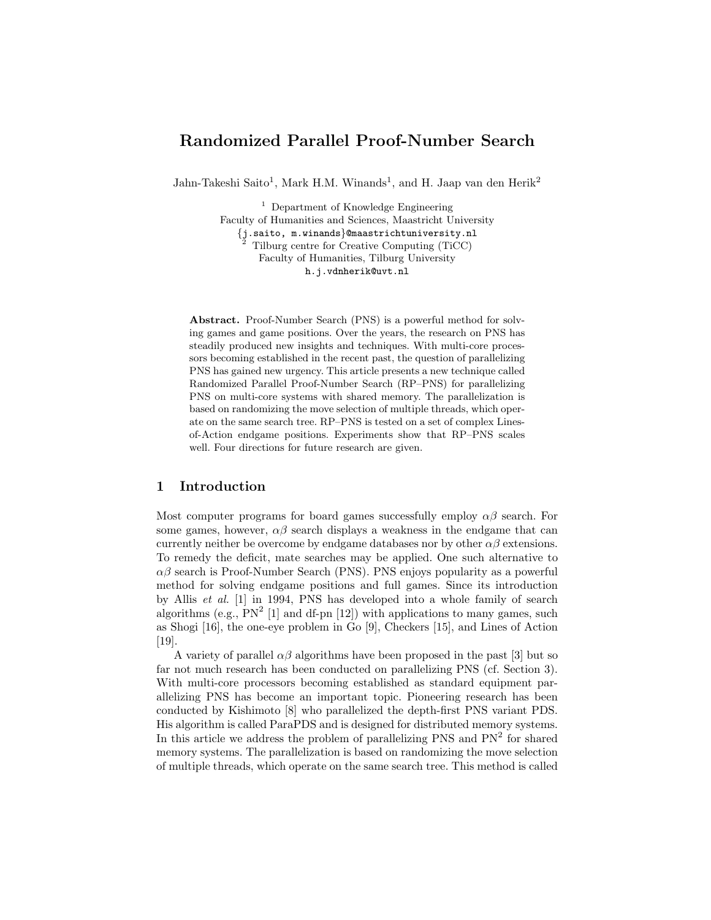# Randomized Parallel Proof-Number Search

Jahn-Takeshi Saito[1], Mark H.M. Winands[1], and H. Jaap van den Herik[2]

[1] Department of Knowledge Engineering
Faculty of Humanities and Sciences, Maastricht University
{j.saito, m.winands}@maastrichtuniversity.nl

[2] Tilburg centre for Creative Computing (TiCC)
Faculty of Humanities, Tilburg University
h.j.vdnherik@uvt.nl

**Abstract.** Proof-Number Search (PNS) is a powerful method for solving games and game positions. Over the years, the research on PNS has steadily produced new insights and techniques. With multi-core processors becoming established in the recent past, the question of parallelizing PNS has gained new urgency. This article presents a new technique called Randomized Parallel Proof-Number Search (RP–PNS) for parallelizing PNS on multi-core systems with shared memory. The parallelization is based on randomizing the move selection of multiple threads, which operate on the same search tree. RP–PNS is tested on a set of complex Lines-of-Action endgame positions. Experiments show that RP–PNS scales well. Four directions for future research are given.

## 1 Introduction

Most computer programs for board games successfully employ $\alpha\beta$ search. For some games, however, $\alpha\beta$ search displays a weakness in the endgame that can currently neither be overcome by endgame databases nor by other $\alpha\beta$ extensions. To remedy the deficit, mate searches may be applied. One such alternative to $\alpha\beta$ search is Proof-Number Search (PNS). PNS enjoys popularity as a powerful method for solving endgame positions and full games. Since its introduction by Allis *et al.* [1] in 1994, PNS has developed into a whole family of search algorithms (e.g., $PN^2$ [1] and df-pn [12]) with applications to many games, such as Shogi [16], the one-eye problem in Go [9], Checkers [15], and Lines of Action [19].

A variety of parallel $\alpha\beta$ algorithms have been proposed in the past [3] but so far not much research has been conducted on parallelizing PNS (cf. Section 3). With multi-core processors becoming established as standard equipment parallelizing PNS has become an important topic. Pioneering research has been conducted by Kishimoto [8] who parallelized the depth-first PNS variant PDS. His algorithm is called ParaPDS and is designed for distributed memory systems. In this article we address the problem of parallelizing PNS and $PN^2$ for shared memory systems. The parallelization is based on randomizing the move selection of multiple threads, which operate on the same search tree. This method is called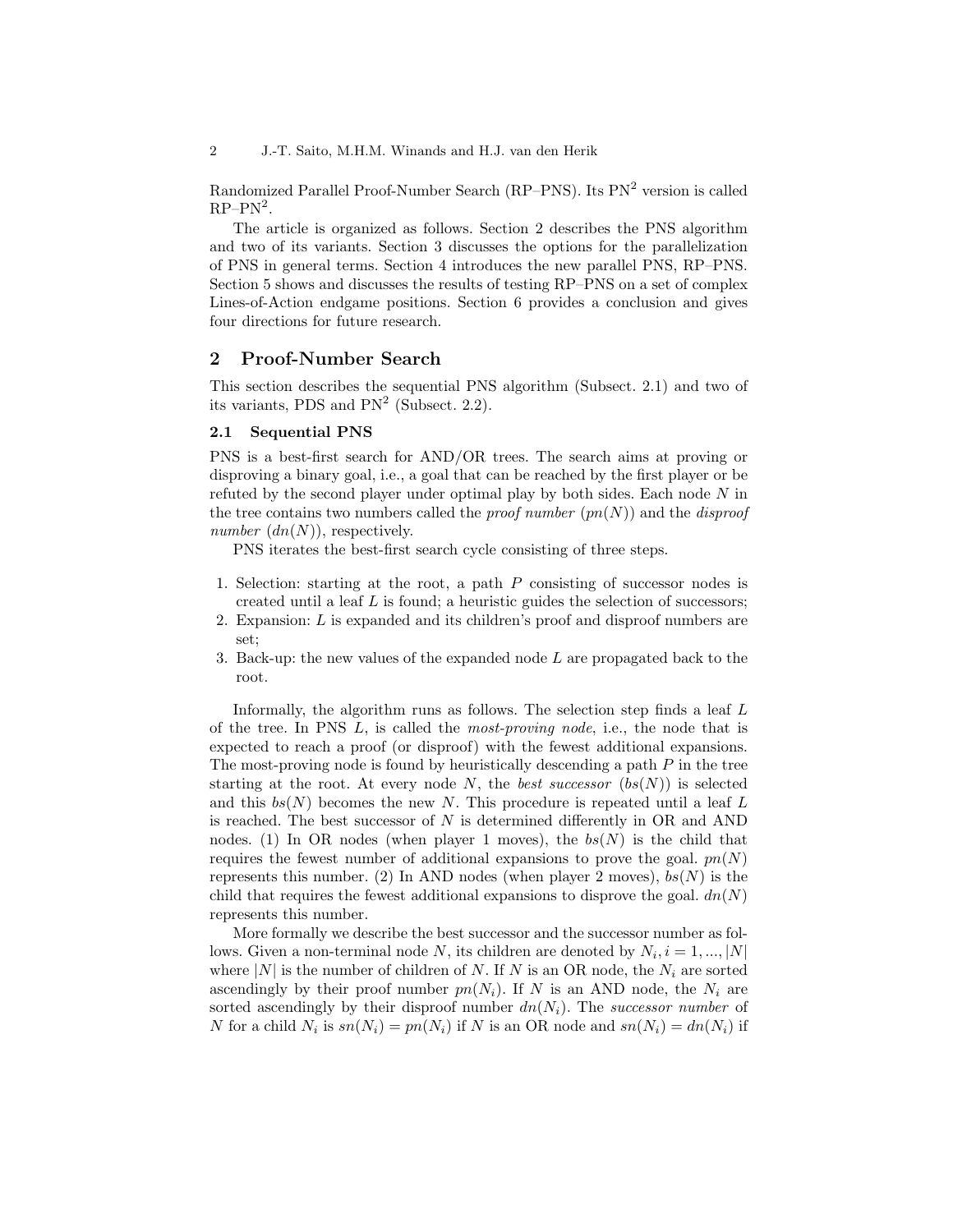Randomized Parallel Proof-Number Search (RP–PNS). Its $PN^2$ version is called RP–$PN^2$.

The article is organized as follows. Section 2 describes the PNS algorithm and two of its variants. Section 3 discusses the options for the parallelization of PNS in general terms. Section 4 introduces the new parallel PNS, RP–PNS. Section 5 shows and discusses the results of testing RP–PNS on a set of complex Lines-of-Action endgame positions. Section 6 provides a conclusion and gives four directions for future research.

## 2 Proof-Number Search

This section describes the sequential PNS algorithm (Subsect. 2.1) and two of its variants, PDS and $PN^2$ (Subsect. 2.2).

### 2.1 Sequential PNS

PNS is a best-first search for AND/OR trees. The search aims at proving or disproving a binary goal, i.e., a goal that can be reached by the first player or be refuted by the second player under optimal play by both sides. Each node $N$ in the tree contains two numbers called the *proof number* ($pn(N)$) and the *disproof number* ($dn(N)$), respectively.

PNS iterates the best-first search cycle consisting of three steps.

1. Selection: starting at the root, a path $P$ consisting of successor nodes is created until a leaf $L$ is found; a heuristic guides the selection of successors;
2. Expansion: $L$ is expanded and its children's proof and disproof numbers are set;
3. Back-up: the new values of the expanded node $L$ are propagated back to the root.

Informally, the algorithm runs as follows. The selection step finds a leaf $L$ of the tree. In PNS $L$, is called the *most-proving node*, i.e., the node that is expected to reach a proof (or disproof) with the fewest additional expansions. The most-proving node is found by heuristically descending a path $P$ in the tree starting at the root. At every node $N$, the *best successor* ($bs(N)$) is selected and this $bs(N)$ becomes the new $N$. This procedure is repeated until a leaf $L$ is reached. The best successor of $N$ is determined differently in OR and AND nodes. (1) In OR nodes (when player 1 moves), the $bs(N)$ is the child that requires the fewest number of additional expansions to prove the goal. $pn(N)$ represents this number. (2) In AND nodes (when player 2 moves), $bs(N)$ is the child that requires the fewest additional expansions to disprove the goal. $dn(N)$ represents this number.

More formally we describe the best successor and the successor number as follows. Given a non-terminal node $N$, its children are denoted by $N_i, i = 1, ..., |N|$ where $|N|$ is the number of children of $N$. If $N$ is an OR node, the $N_i$ are sorted ascendingly by their proof number $pn(N_i)$. If $N$ is an AND node, the $N_i$ are sorted ascendingly by their disproof number $dn(N_i)$. The *successor number* of $N$ for a child $N_i$ is $sn(N_i) = pn(N_i)$ if $N$ is an OR node and $sn(N_i) = dn(N_i)$ if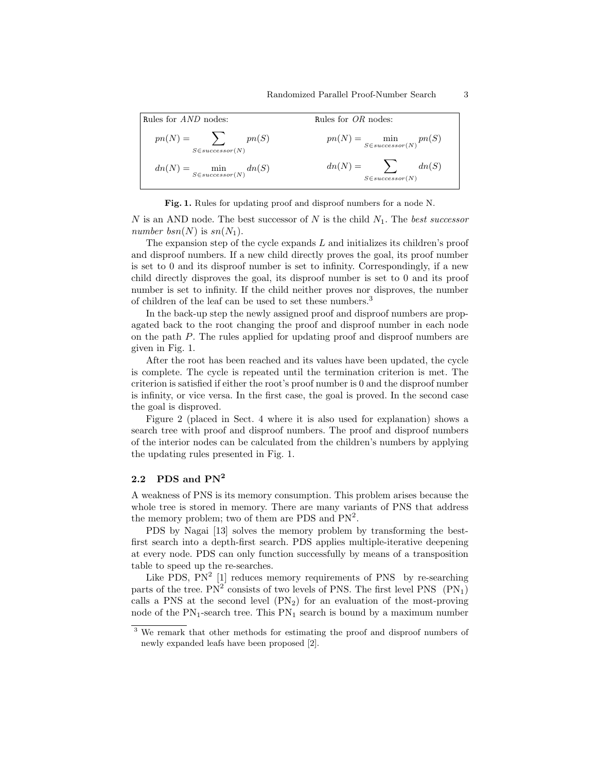| Rules for *AND* nodes: | Rules for *OR* nodes: |
|---|---|
| $pn(N) = \sum_{S \in successor(N)} pn(S)$ | $pn(N) = \min_{S \in successor(N)} pn(S)$ |
| $dn(N) = \min_{S \in successor(N)} dn(S)$ | $dn(N) = \sum_{S \in successor(N)} dn(S)$ |

**Fig. 1.** Rules for updating proof and disproof numbers for a node N.

$N$ is an AND node. The best successor of $N$ is the child $N_1$. The *best successor number* $bsn(N)$ is $sn(N_1)$.

The expansion step of the cycle expands $L$ and initializes its children's proof and disproof numbers. If a new child directly proves the goal, its proof number is set to 0 and its disproof number is set to infinity. Correspondingly, if a new child directly disproves the goal, its disproof number is set to 0 and its proof number is set to infinity. If the child neither proves nor disproves, the number of children of the leaf can be used to set these numbers.[3]

In the back-up step the newly assigned proof and disproof numbers are propagated back to the root changing the proof and disproof number in each node on the path $P$. The rules applied for updating proof and disproof numbers are given in Fig. 1.

After the root has been reached and its values have been updated, the cycle is complete. The cycle is repeated until the termination criterion is met. The criterion is satisfied if either the root's proof number is 0 and the disproof number is infinity, or vice versa. In the first case, the goal is proved. In the second case the goal is disproved.

Figure 2 (placed in Sect. 4 where it is also used for explanation) shows a search tree with proof and disproof numbers. The proof and disproof numbers of the interior nodes can be calculated from the children's numbers by applying the updating rules presented in Fig. 1.

## 2.2 PDS and $PN^2$

A weakness of PNS is its memory consumption. This problem arises because the whole tree is stored in memory. There are many variants of PNS that address the memory problem; two of them are PDS and $PN^2$.

PDS by Nagai [13] solves the memory problem by transforming the best-first search into a depth-first search. PDS applies multiple-iterative deepening at every node. PDS can only function successfully by means of a transposition table to speed up the re-searches.

Like PDS, $PN^2$ [1] reduces memory requirements of PNS by re-searching parts of the tree. $PN^2$ consists of two levels of PNS. The first level PNS ($PN_1$) calls a PNS at the second level ($PN_2$) for an evaluation of the most-proving node of the $PN_1$-search tree. This $PN_1$ search is bound by a maximum number

[3] We remark that other methods for estimating the proof and disproof numbers of newly expanded leafs have been proposed [2].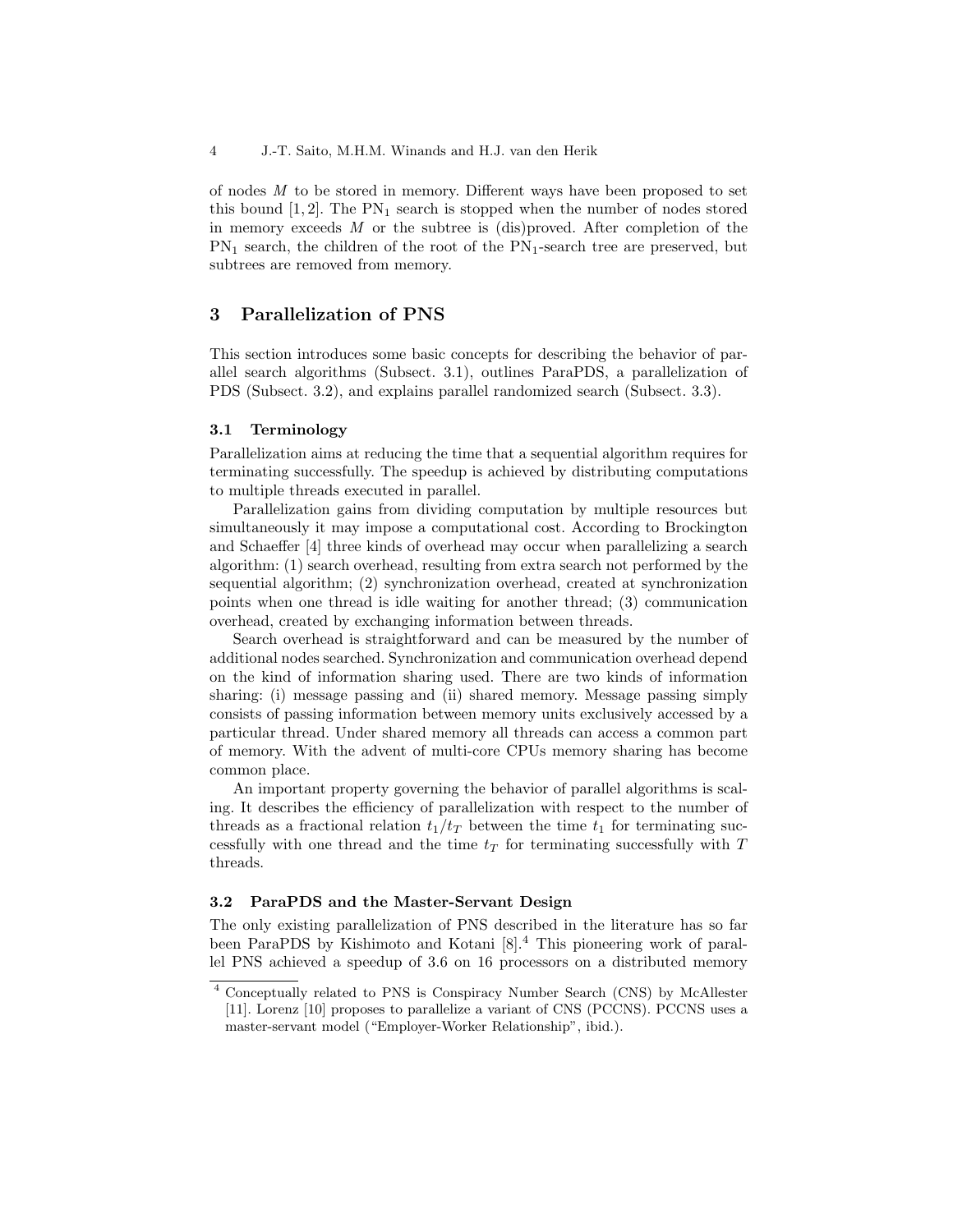of nodes $M$ to be stored in memory. Different ways have been proposed to set this bound [1, 2]. The $PN_1$ search is stopped when the number of nodes stored in memory exceeds $M$ or the subtree is (dis)proved. After completion of the $PN_1$ search, the children of the root of the $PN_1$-search tree are preserved, but subtrees are removed from memory.

## 3 Parallelization of PNS

This section introduces some basic concepts for describing the behavior of parallel search algorithms (Subsect. 3.1), outlines ParaPDS, a parallelization of PDS (Subsect. 3.2), and explains parallel randomized search (Subsect. 3.3).

### 3.1 Terminology

Parallelization aims at reducing the time that a sequential algorithm requires for terminating successfully. The speedup is achieved by distributing computations to multiple threads executed in parallel.

Parallelization gains from dividing computation by multiple resources but simultaneously it may impose a computational cost. According to Brockington and Schaeffer [4] three kinds of overhead may occur when parallelizing a search algorithm: (1) search overhead, resulting from extra search not performed by the sequential algorithm; (2) synchronization overhead, created at synchronization points when one thread is idle waiting for another thread; (3) communication overhead, created by exchanging information between threads.

Search overhead is straightforward and can be measured by the number of additional nodes searched. Synchronization and communication overhead depend on the kind of information sharing used. There are two kinds of information sharing: (i) message passing and (ii) shared memory. Message passing simply consists of passing information between memory units exclusively accessed by a particular thread. Under shared memory all threads can access a common part of memory. With the advent of multi-core CPUs memory sharing has become common place.

An important property governing the behavior of parallel algorithms is scaling. It describes the efficiency of parallelization with respect to the number of threads as a fractional relation $t_1/t_T$ between the time $t_1$ for terminating successfully with one thread and the time $t_T$ for terminating successfully with $T$ threads.

### 3.2 ParaPDS and the Master-Servant Design

The only existing parallelization of PNS described in the literature has so far been ParaPDS by Kishimoto and Kotani [8].[4] This pioneering work of parallel PNS achieved a speedup of 3.6 on 16 processors on a distributed memory

[4] Conceptually related to PNS is Conspiracy Number Search (CNS) by McAllester [11]. Lorenz [10] proposes to parallelize a variant of CNS (PCCNS). PCCNS uses a master-servant model ("Employer-Worker Relationship", ibid.).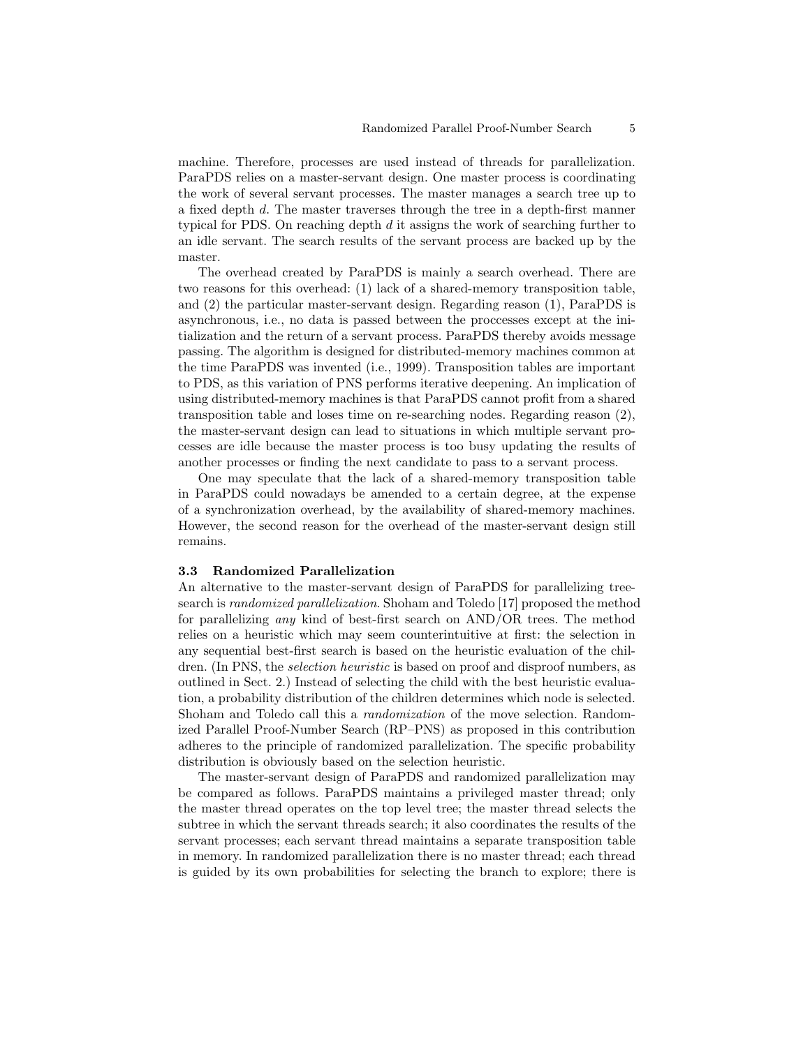machine. Therefore, processes are used instead of threads for parallelization. ParaPDS relies on a master-servant design. One master process is coordinating the work of several servant processes. The master manages a search tree up to a fixed depth $d$. The master traverses through the tree in a depth-first manner typical for PDS. On reaching depth $d$ it assigns the work of searching further to an idle servant. The search results of the servant process are backed up by the master.

The overhead created by ParaPDS is mainly a search overhead. There are two reasons for this overhead: (1) lack of a shared-memory transposition table, and (2) the particular master-servant design. Regarding reason (1), ParaPDS is asynchronous, i.e., no data is passed between the proccesses except at the initialization and the return of a servant process. ParaPDS thereby avoids message passing. The algorithm is designed for distributed-memory machines common at the time ParaPDS was invented (i.e., 1999). Transposition tables are important to PDS, as this variation of PNS performs iterative deepening. An implication of using distributed-memory machines is that ParaPDS cannot profit from a shared transposition table and loses time on re-searching nodes. Regarding reason (2), the master-servant design can lead to situations in which multiple servant processes are idle because the master process is too busy updating the results of another processes or finding the next candidate to pass to a servant process.

One may speculate that the lack of a shared-memory transposition table in ParaPDS could nowadays be amended to a certain degree, at the expense of a synchronization overhead, by the availability of shared-memory machines. However, the second reason for the overhead of the master-servant design still remains.

### 3.3 Randomized Parallelization

An alternative to the master-servant design of ParaPDS for parallelizing tree-search is *randomized parallelization*. Shoham and Toledo [17] proposed the method for parallelizing *any* kind of best-first search on AND/OR trees. The method relies on a heuristic which may seem counterintuitive at first: the selection in any sequential best-first search is based on the heuristic evaluation of the children. (In PNS, the *selection heuristic* is based on proof and disproof numbers, as outlined in Sect. 2.) Instead of selecting the child with the best heuristic evaluation, a probability distribution of the children determines which node is selected. Shoham and Toledo call this a *randomization* of the move selection. Randomized Parallel Proof-Number Search (RP–PNS) as proposed in this contribution adheres to the principle of randomized parallelization. The specific probability distribution is obviously based on the selection heuristic.

The master-servant design of ParaPDS and randomized parallelization may be compared as follows. ParaPDS maintains a privileged master thread; only the master thread operates on the top level tree; the master thread selects the subtree in which the servant threads search; it also coordinates the results of the servant processes; each servant thread maintains a separate transposition table in memory. In randomized parallelization there is no master thread; each thread is guided by its own probabilities for selecting the branch to explore; there is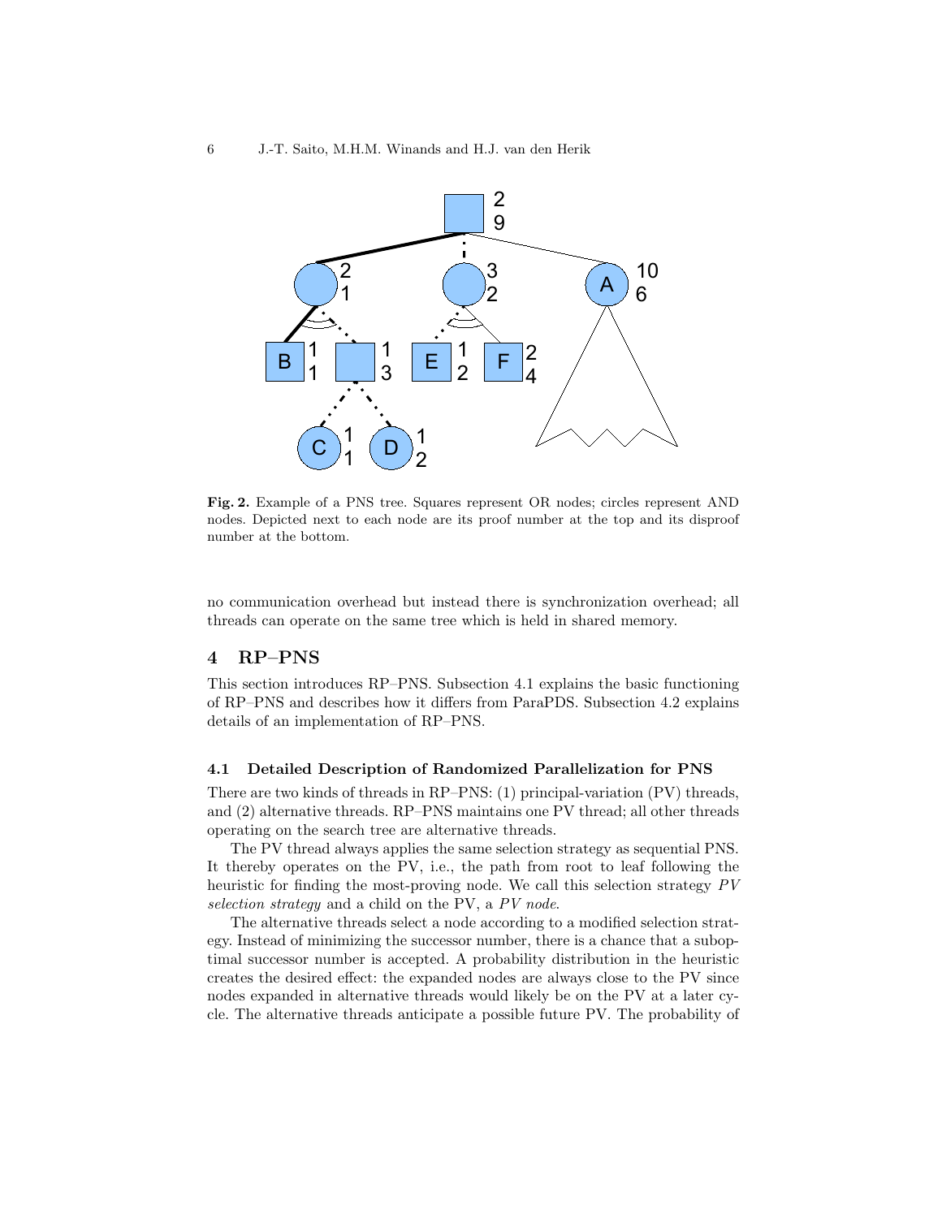**Fig. 2.** Example of a PNS tree. Squares represent OR nodes; circles represent AND nodes. Depicted next to each node are its proof number at the top and its disproof number at the bottom.

no communication overhead but instead there is synchronization overhead; all threads can operate on the same tree which is held in shared memory.

## 4 RP–PNS

This section introduces RP–PNS. Subsection 4.1 explains the basic functioning of RP–PNS and describes how it differs from ParaPDS. Subsection 4.2 explains details of an implementation of RP–PNS.

### 4.1 Detailed Description of Randomized Parallelization for PNS

There are two kinds of threads in RP–PNS: (1) principal-variation (PV) threads, and (2) alternative threads. RP–PNS maintains one PV thread; all other threads operating on the search tree are alternative threads.

The PV thread always applies the same selection strategy as sequential PNS. It thereby operates on the PV, i.e., the path from root to leaf following the heuristic for finding the most-proving node. We call this selection strategy *PV selection strategy* and a child on the PV, a *PV node*.

The alternative threads select a node according to a modified selection strategy. Instead of minimizing the successor number, there is a chance that a suboptimal successor number is accepted. A probability distribution in the heuristic creates the desired effect: the expanded nodes are always close to the PV since nodes expanded in alternative threads would likely be on the PV at a later cycle. The alternative threads anticipate a possible future PV. The probability of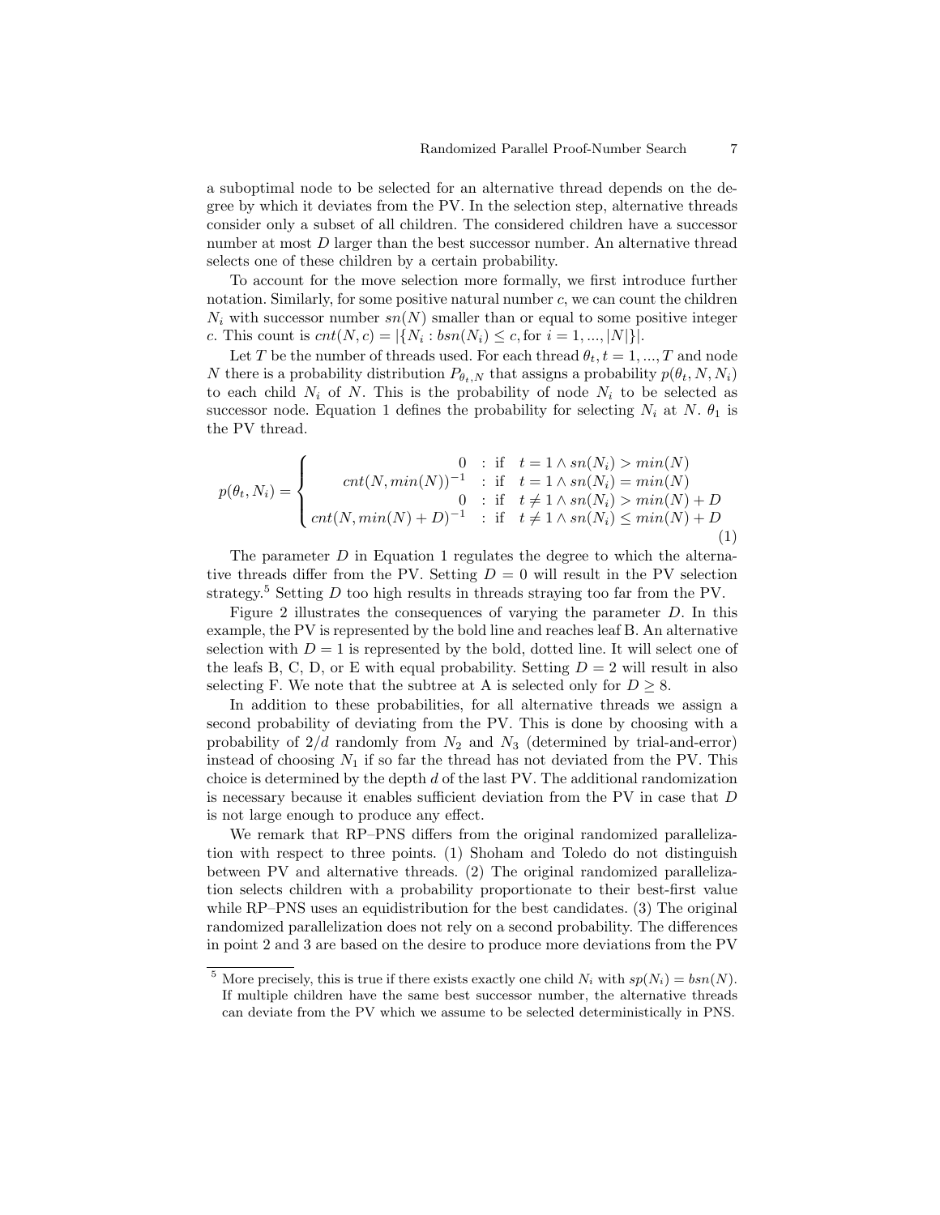a suboptimal node to be selected for an alternative thread depends on the degree by which it deviates from the PV. In the selection step, alternative threads consider only a subset of all children. The considered children have a successor number at most $D$ larger than the best successor number. An alternative thread selects one of these children by a certain probability.

To account for the move selection more formally, we first introduce further notation. Similarly, for some positive natural number $c$, we can count the children $N_i$ with successor number $sn(N)$ smaller than or equal to some positive integer $c$. This count is $cnt(N, c) = |\{N_i : bsn(N_i) \leq c, \text{for } i = 1, ..., |N|\}|$.

Let $T$ be the number of threads used. For each thread $\theta_t, t = 1, ..., T$ and node $N$ there is a probability distribution $P_{\theta_t,N}$ that assigns a probability $p(\theta_t, N, N_i)$ to each child $N_i$ of $N$. This is the probability of node $N_i$ to be selected as successor node. Equation 1 defines the probability for selecting $N_i$ at $N$. $\theta_1$ is the PV thread.

$$p(\theta_t, N_i) = \begin{cases} 0 & : \text{if} \quad t = 1 \land sn(N_i) > min(N) \\ cnt(N, min(N))^{-1} & : \text{if} \quad t = 1 \land sn(N_i) = min(N) \\ 0 & : \text{if} \quad t \neq 1 \land sn(N_i) > min(N) + D \\ cnt(N, min(N) + D)^{-1} & : \text{if} \quad t \neq 1 \land sn(N_i) \leq min(N) + D \end{cases} \tag{1}$$

The parameter $D$ in Equation 1 regulates the degree to which the alternative threads differ from the PV. Setting $D = 0$ will result in the PV selection strategy.[5] Setting $D$ too high results in threads straying too far from the PV.

Figure 2 illustrates the consequences of varying the parameter $D$. In this example, the PV is represented by the bold line and reaches leaf B. An alternative selection with $D = 1$ is represented by the bold, dotted line. It will select one of the leafs B, C, D, or E with equal probability. Setting $D = 2$ will result in also selecting F. We note that the subtree at A is selected only for $D \geq 8$.

In addition to these probabilities, for all alternative threads we assign a second probability of deviating from the PV. This is done by choosing with a probability of $2/d$ randomly from $N_2$ and $N_3$ (determined by trial-and-error) instead of choosing $N_1$ if so far the thread has not deviated from the PV. This choice is determined by the depth $d$ of the last PV. The additional randomization is necessary because it enables sufficient deviation from the PV in case that $D$ is not large enough to produce any effect.

We remark that RP–PNS differs from the original randomized parallelization with respect to three points. (1) Shoham and Toledo do not distinguish between PV and alternative threads. (2) The original randomized parallelization selects children with a probability proportionate to their best-first value while RP–PNS uses an equidistribution for the best candidates. (3) The original randomized parallelization does not rely on a second probability. The differences in point 2 and 3 are based on the desire to produce more deviations from the PV

[5] More precisely, this is true if there exists exactly one child $N_i$ with $sp(N_i) = bsn(N)$. If multiple children have the same best successor number, the alternative threads can deviate from the PV which we assume to be selected deterministically in PNS.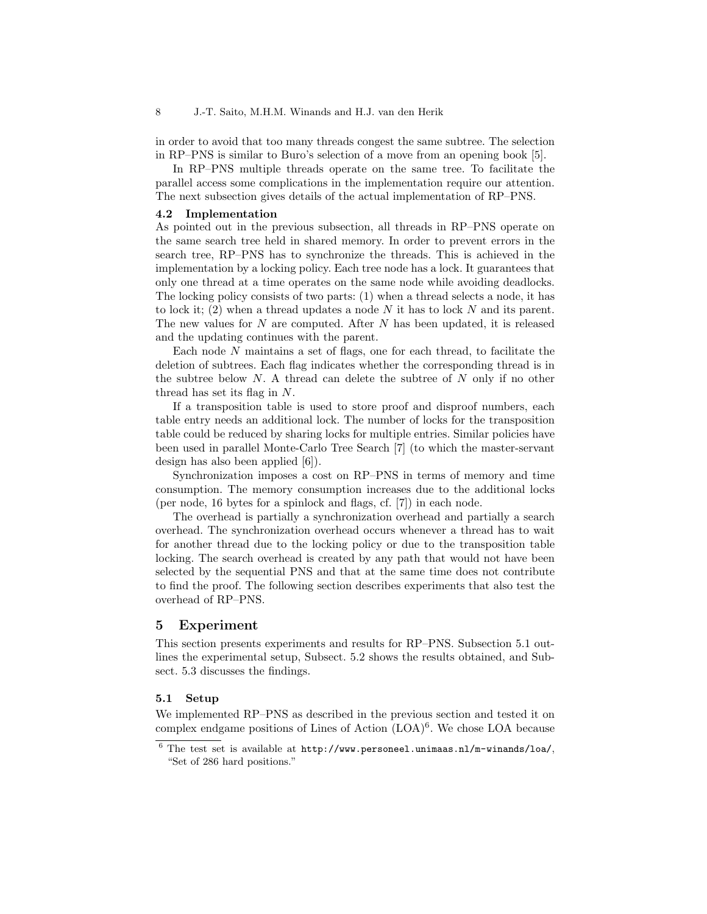in order to avoid that too many threads congest the same subtree. The selection in RP–PNS is similar to Buro's selection of a move from an opening book [5].

In RP–PNS multiple threads operate on the same tree. To facilitate the parallel access some complications in the implementation require our attention. The next subsection gives details of the actual implementation of RP–PNS.

### 4.2 Implementation

As pointed out in the previous subsection, all threads in RP–PNS operate on the same search tree held in shared memory. In order to prevent errors in the search tree, RP–PNS has to synchronize the threads. This is achieved in the implementation by a locking policy. Each tree node has a lock. It guarantees that only one thread at a time operates on the same node while avoiding deadlocks. The locking policy consists of two parts: (1) when a thread selects a node, it has to lock it; (2) when a thread updates a node $N$ it has to lock $N$ and its parent. The new values for $N$ are computed. After $N$ has been updated, it is released and the updating continues with the parent.

Each node $N$ maintains a set of flags, one for each thread, to facilitate the deletion of subtrees. Each flag indicates whether the corresponding thread is in the subtree below $N$. A thread can delete the subtree of $N$ only if no other thread has set its flag in $N$.

If a transposition table is used to store proof and disproof numbers, each table entry needs an additional lock. The number of locks for the transposition table could be reduced by sharing locks for multiple entries. Similar policies have been used in parallel Monte-Carlo Tree Search [7] (to which the master-servant design has also been applied [6]).

Synchronization imposes a cost on RP–PNS in terms of memory and time consumption. The memory consumption increases due to the additional locks (per node, 16 bytes for a spinlock and flags, cf. [7]) in each node.

The overhead is partially a synchronization overhead and partially a search overhead. The synchronization overhead occurs whenever a thread has to wait for another thread due to the locking policy or due to the transposition table locking. The search overhead is created by any path that would not have been selected by the sequential PNS and that at the same time does not contribute to find the proof. The following section describes experiments that also test the overhead of RP–PNS.

## 5 Experiment

This section presents experiments and results for RP–PNS. Subsection 5.1 outlines the experimental setup, Subsect. 5.2 shows the results obtained, and Subsect. 5.3 discusses the findings.

### 5.1 Setup

We implemented RP–PNS as described in the previous section and tested it on complex endgame positions of Lines of Action (LOA)[6]. We chose LOA because

[6] The test set is available at http://www.personeel.unimaas.nl/m-winands/loa/, "Set of 286 hard positions."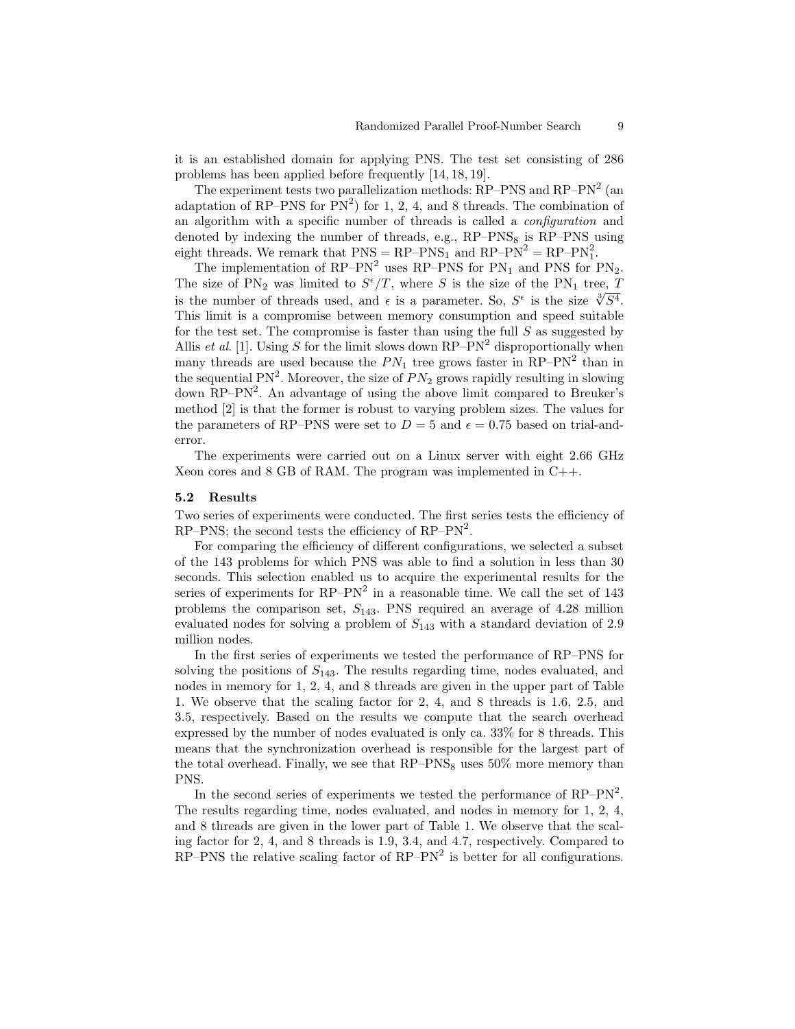it is an established domain for applying PNS. The test set consisting of 286 problems has been applied before frequently [14, 18, 19].

The experiment tests two parallelization methods: RP–PNS and RP–$PN^2$ (an adaptation of RP–PNS for $PN^2$) for 1, 2, 4, and 8 threads. The combination of an algorithm with a specific number of threads is called a *configuration* and denoted by indexing the number of threads, e.g., RP–$PNS_8$ is RP–PNS using eight threads. We remark that PNS = RP–$PNS_1$ and RP–$PN^2$ = RP–$PN^2_1$.

The implementation of RP–$PN^2$ uses RP–PNS for $PN_1$ and PNS for $PN_2$. The size of $PN_2$ was limited to $S^\epsilon/T$, where $S$ is the size of the $PN_1$ tree, $T$ is the number of threads used, and $\epsilon$ is a parameter. So, $S^\epsilon$ is the size $\sqrt[3]{S^4}$. This limit is a compromise between memory consumption and speed suitable for the test set. The compromise is faster than using the full $S$ as suggested by Allis *et al.* [1]. Using $S$ for the limit slows down RP–$PN^2$ disproportionally when many threads are used because the $PN_1$ tree grows faster in RP–$PN^2$ than in the sequential $PN^2$. Moreover, the size of $PN_2$ grows rapidly resulting in slowing down RP–$PN^2$. An advantage of using the above limit compared to Breuker's method [2] is that the former is robust to varying problem sizes. The values for the parameters of RP–PNS were set to $D = 5$ and $\epsilon = 0.75$ based on trial-and-error.

The experiments were carried out on a Linux server with eight 2.66 GHz Xeon cores and 8 GB of RAM. The program was implemented in C++.

### 5.2 Results

Two series of experiments were conducted. The first series tests the efficiency of RP–PNS; the second tests the efficiency of RP–$PN^2$.

For comparing the efficiency of different configurations, we selected a subset of the 143 problems for which PNS was able to find a solution in less than 30 seconds. This selection enabled us to acquire the experimental results for the series of experiments for RP–$PN^2$ in a reasonable time. We call the set of 143 problems the comparison set, $S_{143}$. PNS required an average of 4.28 million evaluated nodes for solving a problem of $S_{143}$ with a standard deviation of 2.9 million nodes.

In the first series of experiments we tested the performance of RP–PNS for solving the positions of $S_{143}$. The results regarding time, nodes evaluated, and nodes in memory for 1, 2, 4, and 8 threads are given in the upper part of Table 1. We observe that the scaling factor for 2, 4, and 8 threads is 1.6, 2.5, and 3.5, respectively. Based on the results we compute that the search overhead expressed by the number of nodes evaluated is only ca. 33% for 8 threads. This means that the synchronization overhead is responsible for the largest part of the total overhead. Finally, we see that RP–$PNS_8$ uses 50% more memory than PNS.

In the second series of experiments we tested the performance of RP–$PN^2$. The results regarding time, nodes evaluated, and nodes in memory for 1, 2, 4, and 8 threads are given in the lower part of Table 1. We observe that the scaling factor for 2, 4, and 8 threads is 1.9, 3.4, and 4.7, respectively. Compared to RP–PNS the relative scaling factor of RP–$PN^2$ is better for all configurations.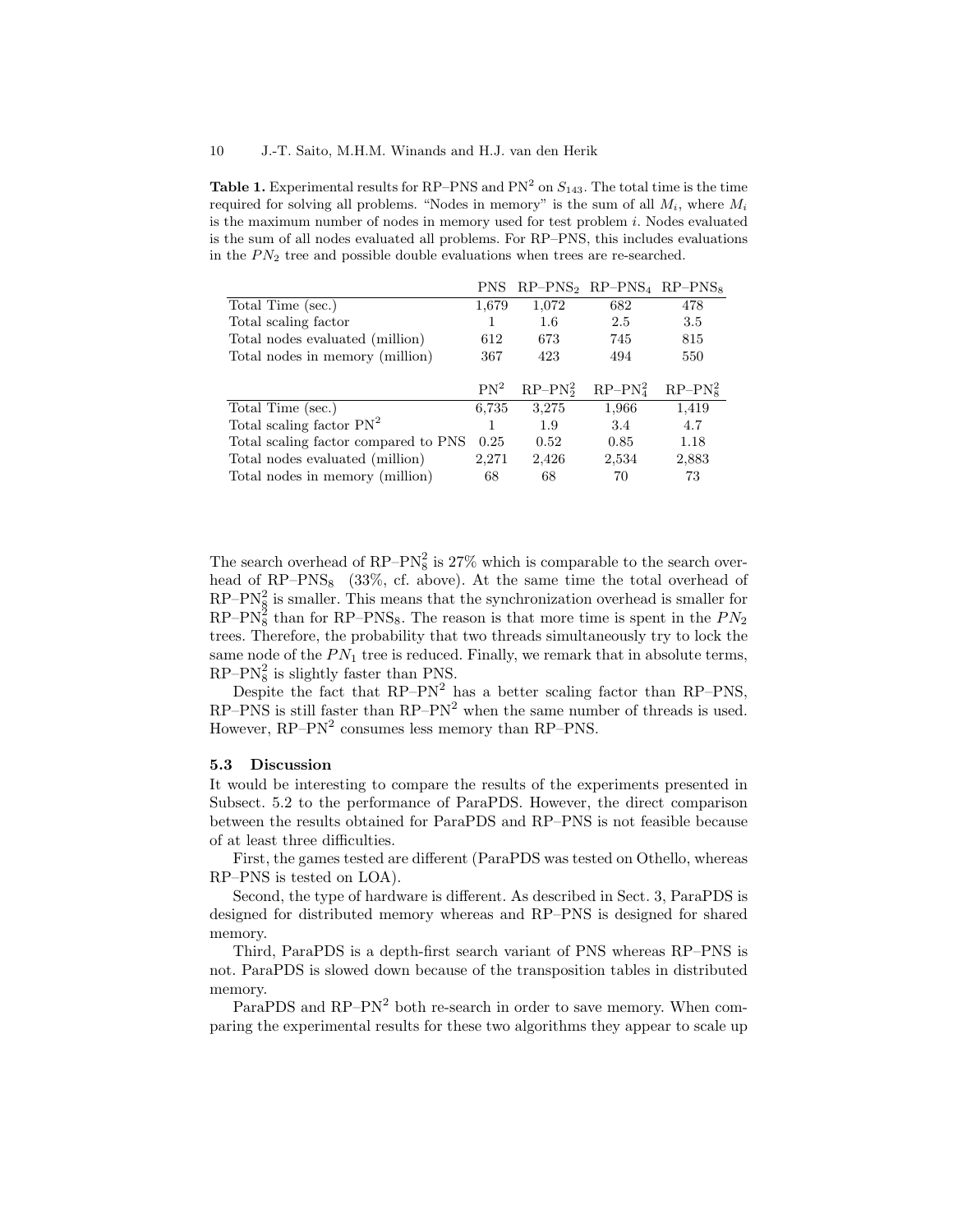**Table 1.** Experimental results for RP–PNS and $PN^2$ on $S_{143}$. The total time is the time required for solving all problems. "Nodes in memory" is the sum of all $M_i$, where $M_i$ is the maximum number of nodes in memory used for test problem $i$. Nodes evaluated is the sum of all nodes evaluated all problems. For RP–PNS, this includes evaluations in the $PN_2$ tree and possible double evaluations when trees are re-searched.

| | PNS | $RP–PNS_2$ | $RP–PNS_4$ | $RP–PNS_8$ |
|---|---|---|---|---|
| Total Time (sec.) | 1,679 | 1,072 | 682 | 478 |
| Total scaling factor | 1 | 1.6 | 2.5 | 3.5 |
| Total nodes evaluated (million) | 612 | 673 | 745 | 815 |
| Total nodes in memory (million) | 367 | 423 | 494 | 550 |
| | $PN^2$ | $RP–PN^2_2$ | $RP–PN^2_4$ | $RP–PN^2_8$ |
| Total Time (sec.) | 6,735 | 3,275 | 1,966 | 1,419 |
| Total scaling factor $PN^2$ | 1 | 1.9 | 3.4 | 4.7 |
| Total scaling factor compared to PNS | 0.25 | 0.52 | 0.85 | 1.18 |
| Total nodes evaluated (million) | 2,271 | 2,426 | 2,534 | 2,883 |
| Total nodes in memory (million) | 68 | 68 | 70 | 73 |

The search overhead of $RP–PN^2_8$ is 27% which is comparable to the search overhead of $RP–PNS_8$ (33%, cf. above). At the same time the total overhead of $RP–PN^2_8$ is smaller. This means that the synchronization overhead is smaller for $RP–PN^2_8$ than for $RP–PNS_8$. The reason is that more time is spent in the $PN_2$ trees. Therefore, the probability that two threads simultaneously try to lock the same node of the $PN_1$ tree is reduced. Finally, we remark that in absolute terms, $RP–PN^2_8$ is slightly faster than PNS.

Despite the fact that $RP–PN^2$ has a better scaling factor than RP–PNS, RP–PNS is still faster than $RP–PN^2$ when the same number of threads is used. However, $RP–PN^2$ consumes less memory than RP–PNS.

### 5.3 Discussion

It would be interesting to compare the results of the experiments presented in Subsect. 5.2 to the performance of ParaPDS. However, the direct comparison between the results obtained for ParaPDS and RP–PNS is not feasible because of at least three difficulties.

First, the games tested are different (ParaPDS was tested on Othello, whereas RP–PNS is tested on LOA).

Second, the type of hardware is different. As described in Sect. 3, ParaPDS is designed for distributed memory whereas and RP–PNS is designed for shared memory.

Third, ParaPDS is a depth-first search variant of PNS whereas RP–PNS is not. ParaPDS is slowed down because of the transposition tables in distributed memory.

ParaPDS and $RP–PN^2$ both re-search in order to save memory. When comparing the experimental results for these two algorithms they appear to scale up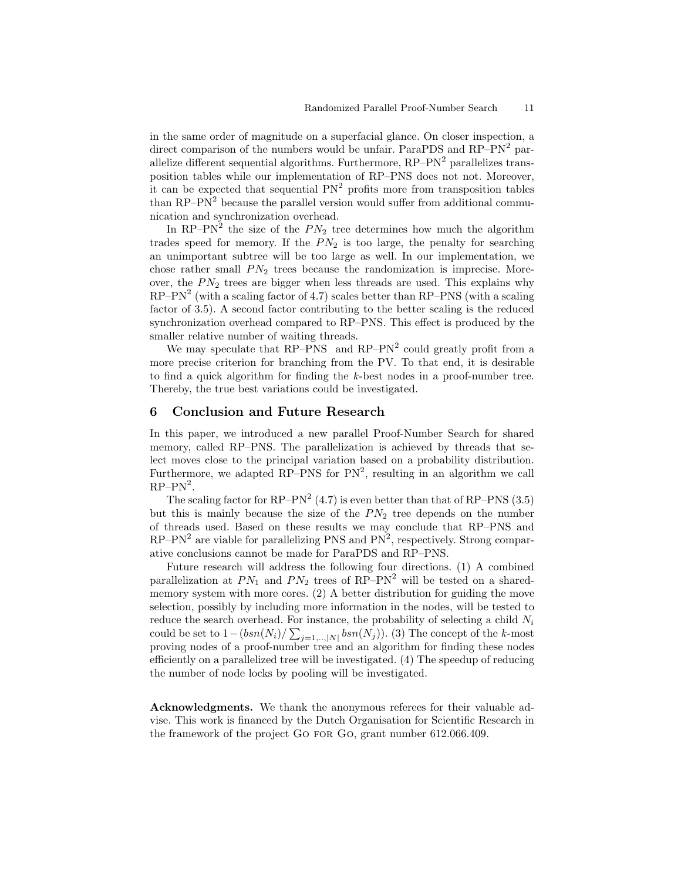in the same order of magnitude on a superfacial glance. On closer inspection, a direct comparison of the numbers would be unfair. ParaPDS and RP–PN$^2$ parallelize different sequential algorithms. Furthermore, RP–PN$^2$ parallelizes transposition tables while our implementation of RP–PNS does not not. Moreover, it can be expected that sequential PN$^2$ profits more from transposition tables than RP–PN$^2$ because the parallel version would suffer from additional communication and synchronization overhead.

In RP–PN$^2$ the size of the $PN_2$ tree determines how much the algorithm trades speed for memory. If the $PN_2$ is too large, the penalty for searching an unimportant subtree will be too large as well. In our implementation, we chose rather small $PN_2$ trees because the randomization is imprecise. Moreover, the $PN_2$ trees are bigger when less threads are used. This explains why RP–PN$^2$ (with a scaling factor of 4.7) scales better than RP–PNS (with a scaling factor of 3.5). A second factor contributing to the better scaling is the reduced synchronization overhead compared to RP–PNS. This effect is produced by the smaller relative number of waiting threads.

We may speculate that RP–PNS and RP–PN$^2$ could greatly profit from a more precise criterion for branching from the PV. To that end, it is desirable to find a quick algorithm for finding the $k$-best nodes in a proof-number tree. Thereby, the true best variations could be investigated.

## 6 Conclusion and Future Research

In this paper, we introduced a new parallel Proof-Number Search for shared memory, called RP–PNS. The parallelization is achieved by threads that select moves close to the principal variation based on a probability distribution. Furthermore, we adapted RP–PNS for PN$^2$, resulting in an algorithm we call RP–PN$^2$.

The scaling factor for RP–PN$^2$ (4.7) is even better than that of RP–PNS (3.5) but this is mainly because the size of the $PN_2$ tree depends on the number of threads used. Based on these results we may conclude that RP–PNS and RP–PN$^2$ are viable for parallelizing PNS and PN$^2$, respectively. Strong comparative conclusions cannot be made for ParaPDS and RP–PNS.

Future research will address the following four directions. (1) A combined parallelization at $PN_1$ and $PN_2$ trees of RP–PN$^2$ will be tested on a shared-memory system with more cores. (2) A better distribution for guiding the move selection, possibly by including more information in the nodes, will be tested to reduce the search overhead. For instance, the probability of selecting a child $N_i$ could be set to $1-(bsn(N_i)/\sum_{j=1,..,|N|} bsn(N_j))$. (3) The concept of the $k$-most proving nodes of a proof-number tree and an algorithm for finding these nodes efficiently on a parallelized tree will be investigated. (4) The speedup of reducing the number of node locks by pooling will be investigated.

**Acknowledgments.** We thank the anonymous referees for their valuable advise. This work is financed by the Dutch Organisation for Scientific Research in the framework of the project Go for Go, grant number 612.066.409.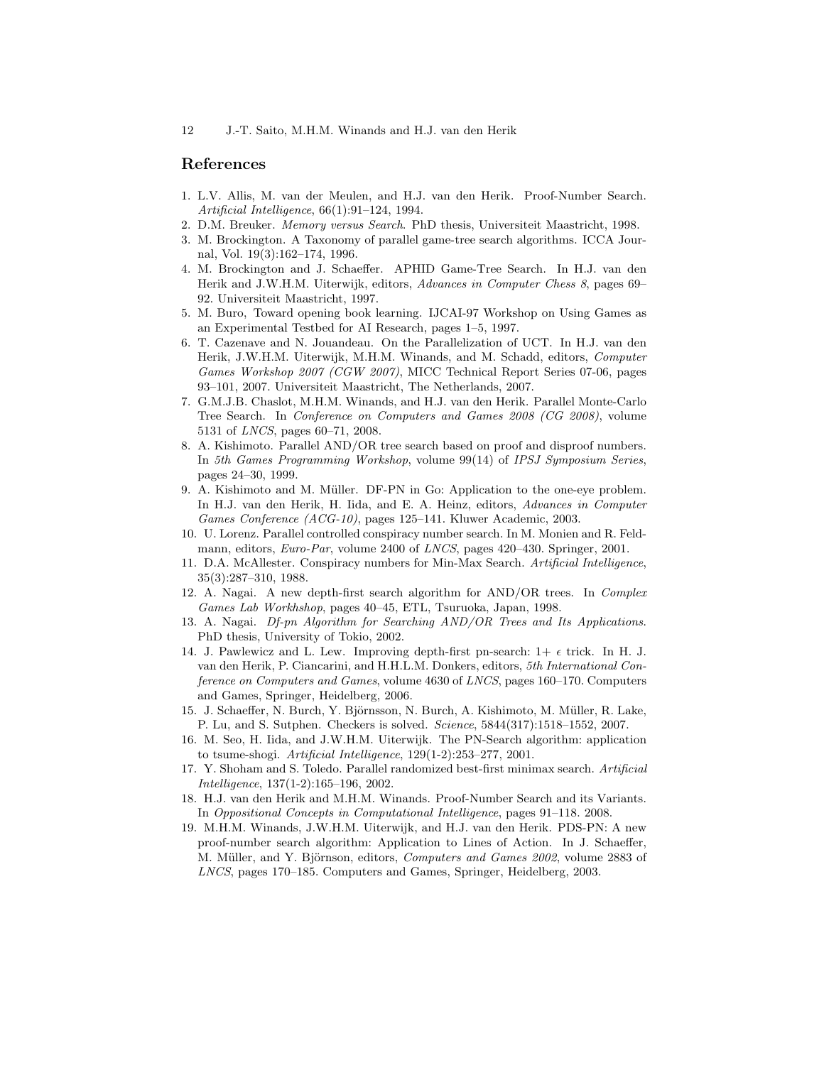## References

1. L.V. Allis, M. van der Meulen, and H.J. van den Herik. Proof-Number Search. *Artificial Intelligence*, 66(1):91–124, 1994.
2. D.M. Breuker. *Memory versus Search*. PhD thesis, Universiteit Maastricht, 1998.
3. M. Brockington. A Taxonomy of parallel game-tree search algorithms. ICCA Journal, Vol. 19(3):162–174, 1996.
4. M. Brockington and J. Schaeffer. APHID Game-Tree Search. In H.J. van den Herik and J.W.H.M. Uiterwijk, editors, *Advances in Computer Chess 8*, pages 69–92. Universiteit Maastricht, 1997.
5. M. Buro, Toward opening book learning. IJCAI-97 Workshop on Using Games as an Experimental Testbed for AI Research, pages 1–5, 1997.
6. T. Cazenave and N. Jouandeau. On the Parallelization of UCT. In H.J. van den Herik, J.W.H.M. Uiterwijk, M.H.M. Winands, and M. Schadd, editors, *Computer Games Workshop 2007 (CGW 2007)*, MICC Technical Report Series 07-06, pages 93–101, 2007. Universiteit Maastricht, The Netherlands, 2007.
7. G.M.J.B. Chaslot, M.H.M. Winands, and H.J. van den Herik. Parallel Monte-Carlo Tree Search. In *Conference on Computers and Games 2008 (CG 2008)*, volume 5131 of *LNCS*, pages 60–71, 2008.
8. A. Kishimoto. Parallel AND/OR tree search based on proof and disproof numbers. In *5th Games Programming Workshop*, volume 99(14) of *IPSJ Symposium Series*, pages 24–30, 1999.
9. A. Kishimoto and M. Müller. DF-PN in Go: Application to the one-eye problem. In H.J. van den Herik, H. Iida, and E. A. Heinz, editors, *Advances in Computer Games Conference (ACG-10)*, pages 125–141. Kluwer Academic, 2003.
10. U. Lorenz. Parallel controlled conspiracy number search. In M. Monien and R. Feldmann, editors, *Euro-Par*, volume 2400 of *LNCS*, pages 420–430. Springer, 2001.
11. D.A. McAllester. Conspiracy numbers for Min-Max Search. *Artificial Intelligence*, 35(3):287–310, 1988.
12. A. Nagai. A new depth-first search algorithm for AND/OR trees. In *Complex Games Lab Workhshop*, pages 40–45, ETL, Tsuruoka, Japan, 1998.
13. A. Nagai. *Df-pn Algorithm for Searching AND/OR Trees and Its Applications*. PhD thesis, University of Tokio, 2002.
14. J. Pawlewicz and L. Lew. Improving depth-first pn-search: 1+ $\epsilon$ trick. In H. J. van den Herik, P. Ciancarini, and H.H.L.M. Donkers, editors, *5th International Conference on Computers and Games*, volume 4630 of *LNCS*, pages 160–170. Computers and Games, Springer, Heidelberg, 2006.
15. J. Schaeffer, N. Burch, Y. Björnsson, N. Burch, A. Kishimoto, M. Müller, R. Lake, P. Lu, and S. Sutphen. Checkers is solved. *Science*, 5844(317):1518–1552, 2007.
16. M. Seo, H. Iida, and J.W.H.M. Uiterwijk. The PN-Search algorithm: application to tsume-shogi. *Artificial Intelligence*, 129(1-2):253–277, 2001.
17. Y. Shoham and S. Toledo. Parallel randomized best-first minimax search. *Artificial Intelligence*, 137(1-2):165–196, 2002.
18. H.J. van den Herik and M.H.M. Winands. Proof-Number Search and its Variants. In *Oppositional Concepts in Computational Intelligence*, pages 91–118. 2008.
19. M.H.M. Winands, J.W.H.M. Uiterwijk, and H.J. van den Herik. PDS-PN: A new proof-number search algorithm: Application to Lines of Action. In J. Schaeffer, M. Müller, and Y. Björnson, editors, *Computers and Games 2002*, volume 2883 of *LNCS*, pages 170–185. Computers and Games, Springer, Heidelberg, 2003.